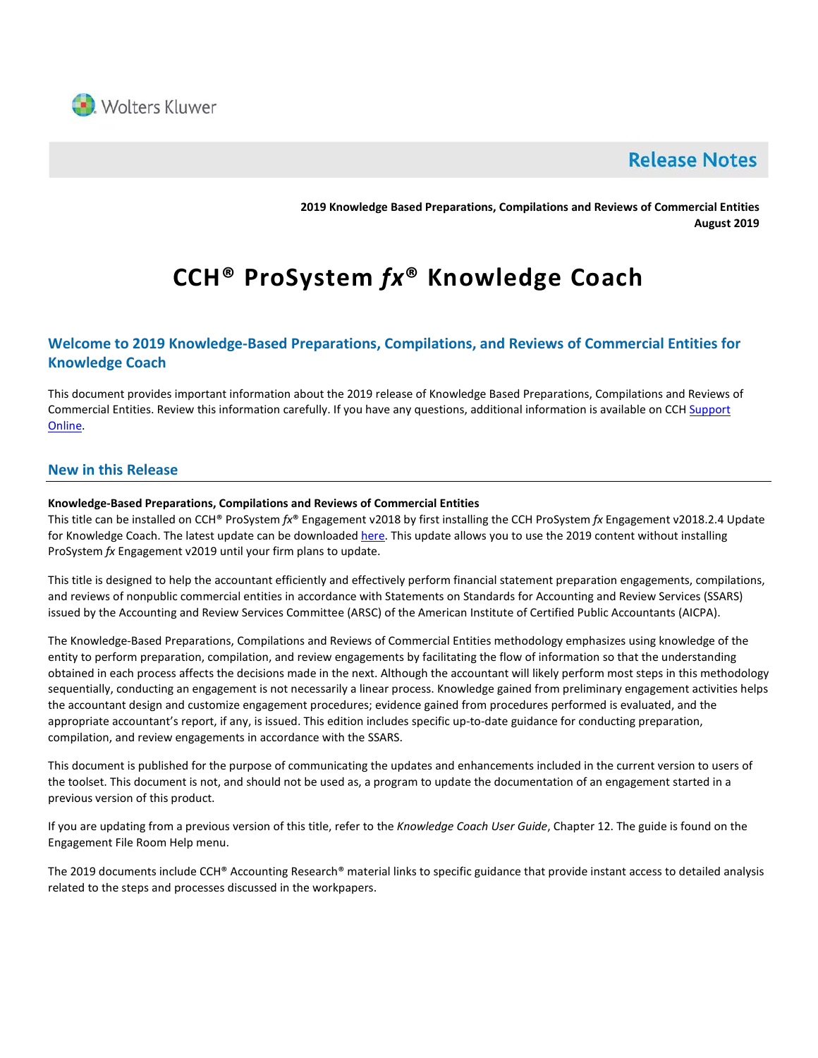Wolters Kluwer

# Release Notes

**2019 Knowledge Based Preparations, Compilations and Reviews of Commercial Entities**
**August 2019**

# CCH® ProSystem *fx*® Knowledge Coach

## Welcome to 2019 Knowledge-Based Preparations, Compilations, and Reviews of Commercial Entities for Knowledge Coach

This document provides important information about the 2019 release of Knowledge Based Preparations, Compilations and Reviews of Commercial Entities. Review this information carefully. If you have any questions, additional information is available on CCH Support Online.

## New in this Release

**Knowledge-Based Preparations, Compilations and Reviews of Commercial Entities**

This title can be installed on CCH® ProSystem *fx*® Engagement v2018 by first installing the CCH ProSystem *fx* Engagement v2018.2.4 Update for Knowledge Coach. The latest update can be downloaded here. This update allows you to use the 2019 content without installing ProSystem *fx* Engagement v2019 until your firm plans to update.

This title is designed to help the accountant efficiently and effectively perform financial statement preparation engagements, compilations, and reviews of nonpublic commercial entities in accordance with Statements on Standards for Accounting and Review Services (SSARS) issued by the Accounting and Review Services Committee (ARSC) of the American Institute of Certified Public Accountants (AICPA).

The Knowledge-Based Preparations, Compilations and Reviews of Commercial Entities methodology emphasizes using knowledge of the entity to perform preparation, compilation, and review engagements by facilitating the flow of information so that the understanding obtained in each process affects the decisions made in the next. Although the accountant will likely perform most steps in this methodology sequentially, conducting an engagement is not necessarily a linear process. Knowledge gained from preliminary engagement activities helps the accountant design and customize engagement procedures; evidence gained from procedures performed is evaluated, and the appropriate accountant's report, if any, is issued. This edition includes specific up-to-date guidance for conducting preparation, compilation, and review engagements in accordance with the SSARS.

This document is published for the purpose of communicating the updates and enhancements included in the current version to users of the toolset. This document is not, and should not be used as, a program to update the documentation of an engagement started in a previous version of this product.

If you are updating from a previous version of this title, refer to the *Knowledge Coach User Guide*, Chapter 12. The guide is found on the Engagement File Room Help menu.

The 2019 documents include CCH® Accounting Research® material links to specific guidance that provide instant access to detailed analysis related to the steps and processes discussed in the workpapers.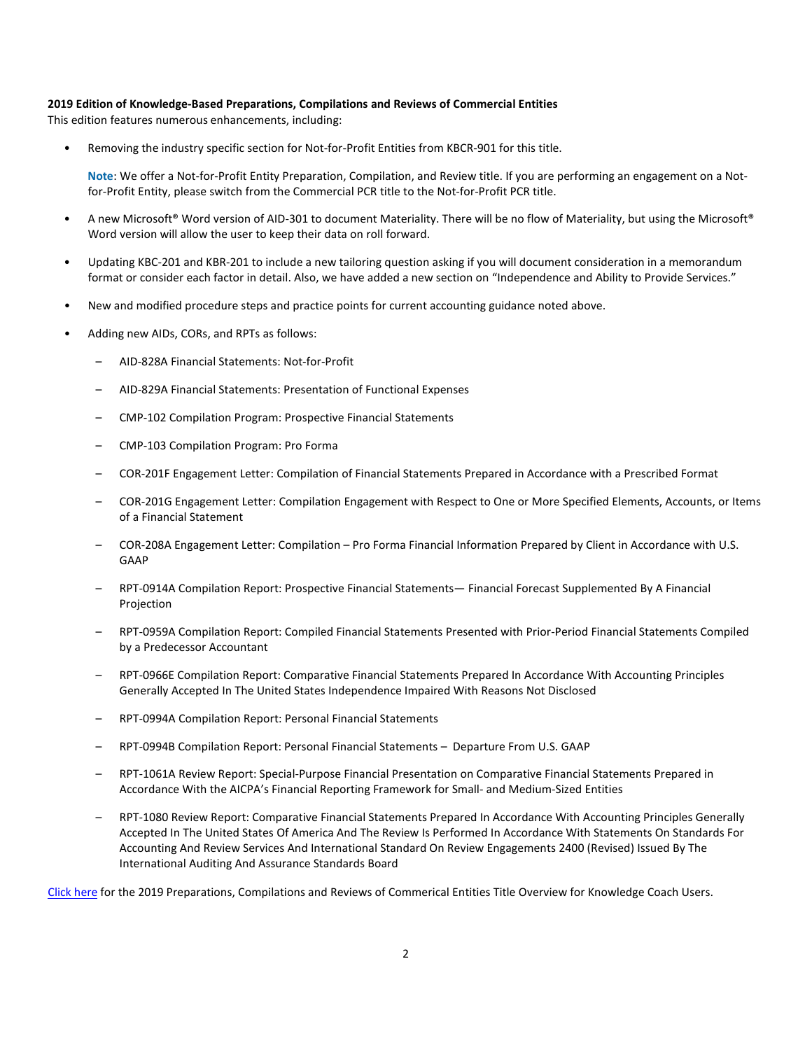**2019 Edition of Knowledge-Based Preparations, Compilations and Reviews of Commercial Entities**

This edition features numerous enhancements, including:

- Removing the industry specific section for Not-for-Profit Entities from KBCR-901 for this title.

  **Note**: We offer a Not-for-Profit Entity Preparation, Compilation, and Review title. If you are performing an engagement on a Not-for-Profit Entity, please switch from the Commercial PCR title to the Not-for-Profit PCR title.

- A new Microsoft® Word version of AID-301 to document Materiality. There will be no flow of Materiality, but using the Microsoft® Word version will allow the user to keep their data on roll forward.
- Updating KBC-201 and KBR-201 to include a new tailoring question asking if you will document consideration in a memorandum format or consider each factor in detail. Also, we have added a new section on "Independence and Ability to Provide Services."
- New and modified procedure steps and practice points for current accounting guidance noted above.
- Adding new AIDs, CORs, and RPTs as follows:
  - AID-828A Financial Statements: Not-for-Profit
  - AID-829A Financial Statements: Presentation of Functional Expenses
  - CMP-102 Compilation Program: Prospective Financial Statements
  - CMP-103 Compilation Program: Pro Forma
  - COR-201F Engagement Letter: Compilation of Financial Statements Prepared in Accordance with a Prescribed Format
  - COR-201G Engagement Letter: Compilation Engagement with Respect to One or More Specified Elements, Accounts, or Items of a Financial Statement
  - COR-208A Engagement Letter: Compilation – Pro Forma Financial Information Prepared by Client in Accordance with U.S. GAAP
  - RPT-0914A Compilation Report: Prospective Financial Statements— Financial Forecast Supplemented By A Financial Projection
  - RPT-0959A Compilation Report: Compiled Financial Statements Presented with Prior-Period Financial Statements Compiled by a Predecessor Accountant
  - RPT-0966E Compilation Report: Comparative Financial Statements Prepared In Accordance With Accounting Principles Generally Accepted In The United States Independence Impaired With Reasons Not Disclosed
  - RPT-0994A Compilation Report: Personal Financial Statements
  - RPT-0994B Compilation Report: Personal Financial Statements – Departure From U.S. GAAP
  - RPT-1061A Review Report: Special-Purpose Financial Presentation on Comparative Financial Statements Prepared in Accordance With the AICPA's Financial Reporting Framework for Small- and Medium-Sized Entities
  - RPT-1080 Review Report: Comparative Financial Statements Prepared In Accordance With Accounting Principles Generally Accepted In The United States Of America And The Review Is Performed In Accordance With Statements On Standards For Accounting And Review Services And International Standard On Review Engagements 2400 (Revised) Issued By The International Auditing And Assurance Standards Board

Click here for the 2019 Preparations, Compilations and Reviews of Commerical Entities Title Overview for Knowledge Coach Users.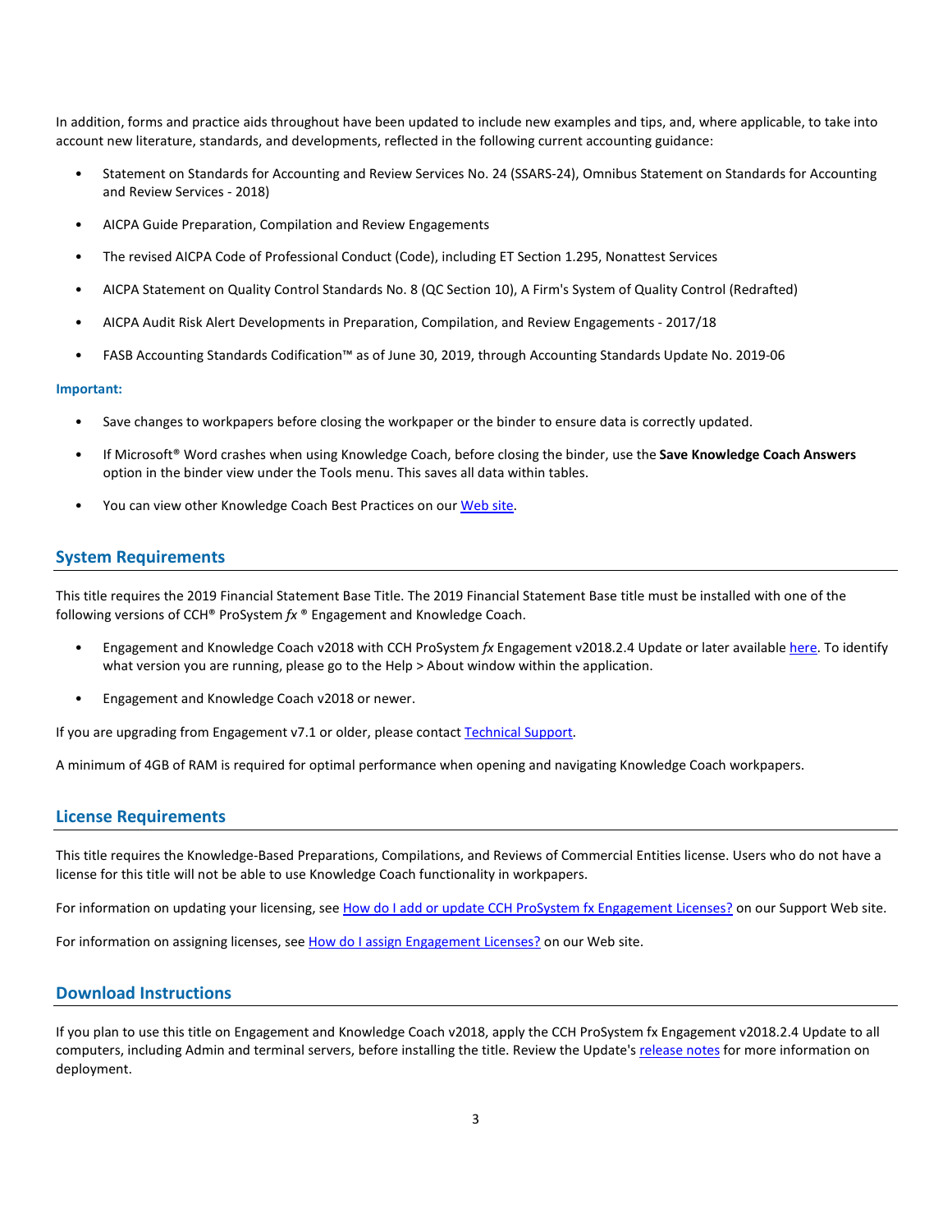In addition, forms and practice aids throughout have been updated to include new examples and tips, and, where applicable, to take into account new literature, standards, and developments, reflected in the following current accounting guidance:

- Statement on Standards for Accounting and Review Services No. 24 (SSARS-24), Omnibus Statement on Standards for Accounting and Review Services - 2018)
- AICPA Guide Preparation, Compilation and Review Engagements
- The revised AICPA Code of Professional Conduct (Code), including ET Section 1.295, Nonattest Services
- AICPA Statement on Quality Control Standards No. 8 (QC Section 10), A Firm's System of Quality Control (Redrafted)
- AICPA Audit Risk Alert Developments in Preparation, Compilation, and Review Engagements - 2017/18
- FASB Accounting Standards Codification™ as of June 30, 2019, through Accounting Standards Update No. 2019-06

**Important:**

- Save changes to workpapers before closing the workpaper or the binder to ensure data is correctly updated.
- If Microsoft® Word crashes when using Knowledge Coach, before closing the binder, use the **Save Knowledge Coach Answers** option in the binder view under the Tools menu. This saves all data within tables.
- You can view other Knowledge Coach Best Practices on our Web site.

## System Requirements

This title requires the 2019 Financial Statement Base Title. The 2019 Financial Statement Base title must be installed with one of the following versions of CCH® ProSystem *fx* ® Engagement and Knowledge Coach.

- Engagement and Knowledge Coach v2018 with CCH ProSystem *fx* Engagement v2018.2.4 Update or later available here. To identify what version you are running, please go to the Help > About window within the application.
- Engagement and Knowledge Coach v2018 or newer.

If you are upgrading from Engagement v7.1 or older, please contact Technical Support.

A minimum of 4GB of RAM is required for optimal performance when opening and navigating Knowledge Coach workpapers.

## License Requirements

This title requires the Knowledge-Based Preparations, Compilations, and Reviews of Commercial Entities license. Users who do not have a license for this title will not be able to use Knowledge Coach functionality in workpapers.

For information on updating your licensing, see How do I add or update CCH ProSystem fx Engagement Licenses? on our Support Web site.

For information on assigning licenses, see How do I assign Engagement Licenses? on our Web site.

## Download Instructions

If you plan to use this title on Engagement and Knowledge Coach v2018, apply the CCH ProSystem fx Engagement v2018.2.4 Update to all computers, including Admin and terminal servers, before installing the title. Review the Update's release notes for more information on deployment.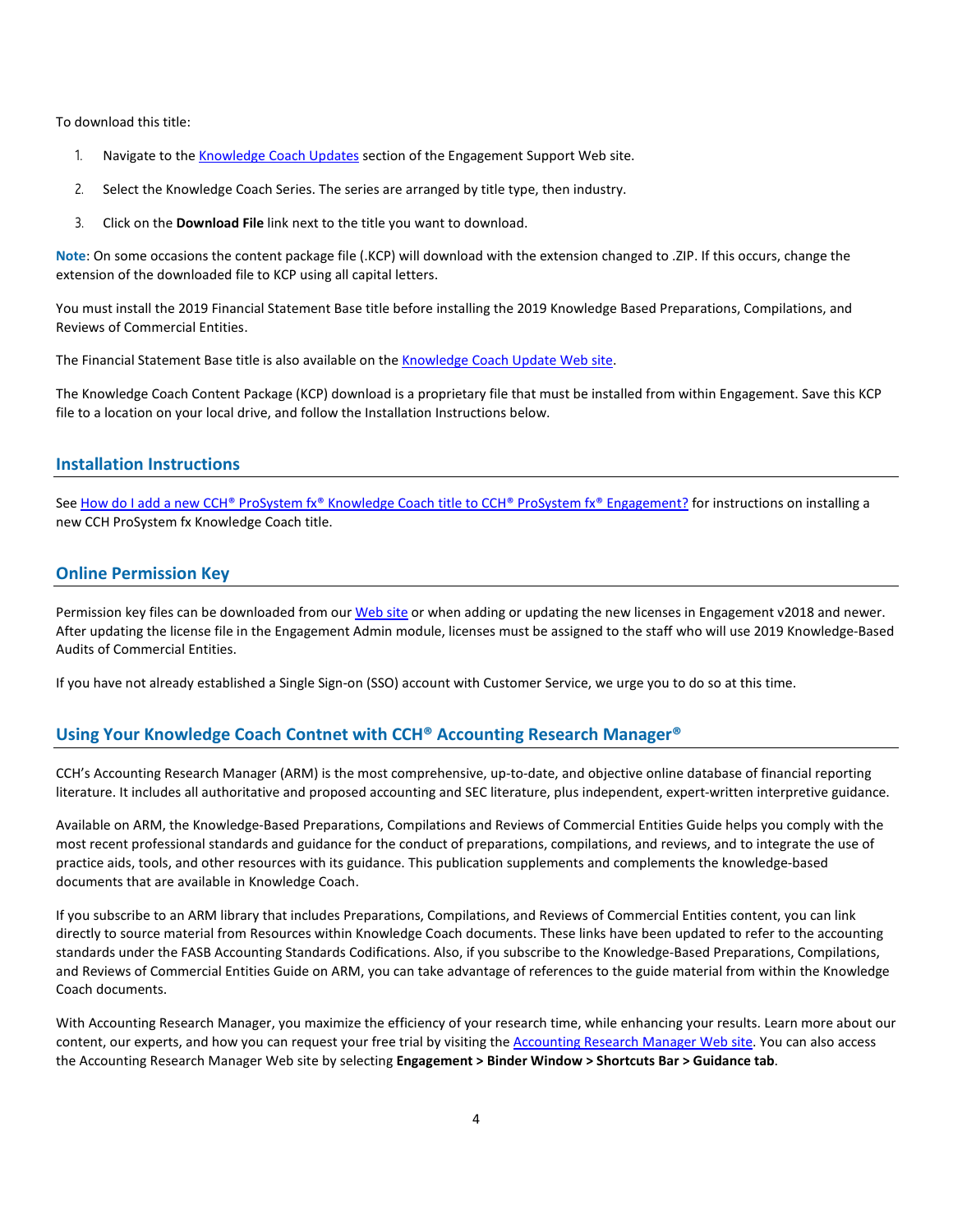To download this title:

1. Navigate to the Knowledge Coach Updates section of the Engagement Support Web site.
2. Select the Knowledge Coach Series. The series are arranged by title type, then industry.
3. Click on the **Download File** link next to the title you want to download.

**Note**: On some occasions the content package file (.KCP) will download with the extension changed to .ZIP. If this occurs, change the extension of the downloaded file to KCP using all capital letters.

You must install the 2019 Financial Statement Base title before installing the 2019 Knowledge Based Preparations, Compilations, and Reviews of Commercial Entities.

The Financial Statement Base title is also available on the Knowledge Coach Update Web site.

The Knowledge Coach Content Package (KCP) download is a proprietary file that must be installed from within Engagement. Save this KCP file to a location on your local drive, and follow the Installation Instructions below.

## Installation Instructions

See How do I add a new CCH® ProSystem fx® Knowledge Coach title to CCH® ProSystem fx® Engagement? for instructions on installing a new CCH ProSystem fx Knowledge Coach title.

## Online Permission Key

Permission key files can be downloaded from our Web site or when adding or updating the new licenses in Engagement v2018 and newer. After updating the license file in the Engagement Admin module, licenses must be assigned to the staff who will use 2019 Knowledge-Based Audits of Commercial Entities.

If you have not already established a Single Sign-on (SSO) account with Customer Service, we urge you to do so at this time.

## Using Your Knowledge Coach Contnet with CCH® Accounting Research Manager®

CCH's Accounting Research Manager (ARM) is the most comprehensive, up-to-date, and objective online database of financial reporting literature. It includes all authoritative and proposed accounting and SEC literature, plus independent, expert-written interpretive guidance.

Available on ARM, the Knowledge-Based Preparations, Compilations and Reviews of Commercial Entities Guide helps you comply with the most recent professional standards and guidance for the conduct of preparations, compilations, and reviews, and to integrate the use of practice aids, tools, and other resources with its guidance. This publication supplements and complements the knowledge-based documents that are available in Knowledge Coach.

If you subscribe to an ARM library that includes Preparations, Compilations, and Reviews of Commercial Entities content, you can link directly to source material from Resources within Knowledge Coach documents. These links have been updated to refer to the accounting standards under the FASB Accounting Standards Codifications. Also, if you subscribe to the Knowledge-Based Preparations, Compilations, and Reviews of Commercial Entities Guide on ARM, you can take advantage of references to the guide material from within the Knowledge Coach documents.

With Accounting Research Manager, you maximize the efficiency of your research time, while enhancing your results. Learn more about our content, our experts, and how you can request your free trial by visiting the Accounting Research Manager Web site. You can also access the Accounting Research Manager Web site by selecting **Engagement > Binder Window > Shortcuts Bar > Guidance tab**.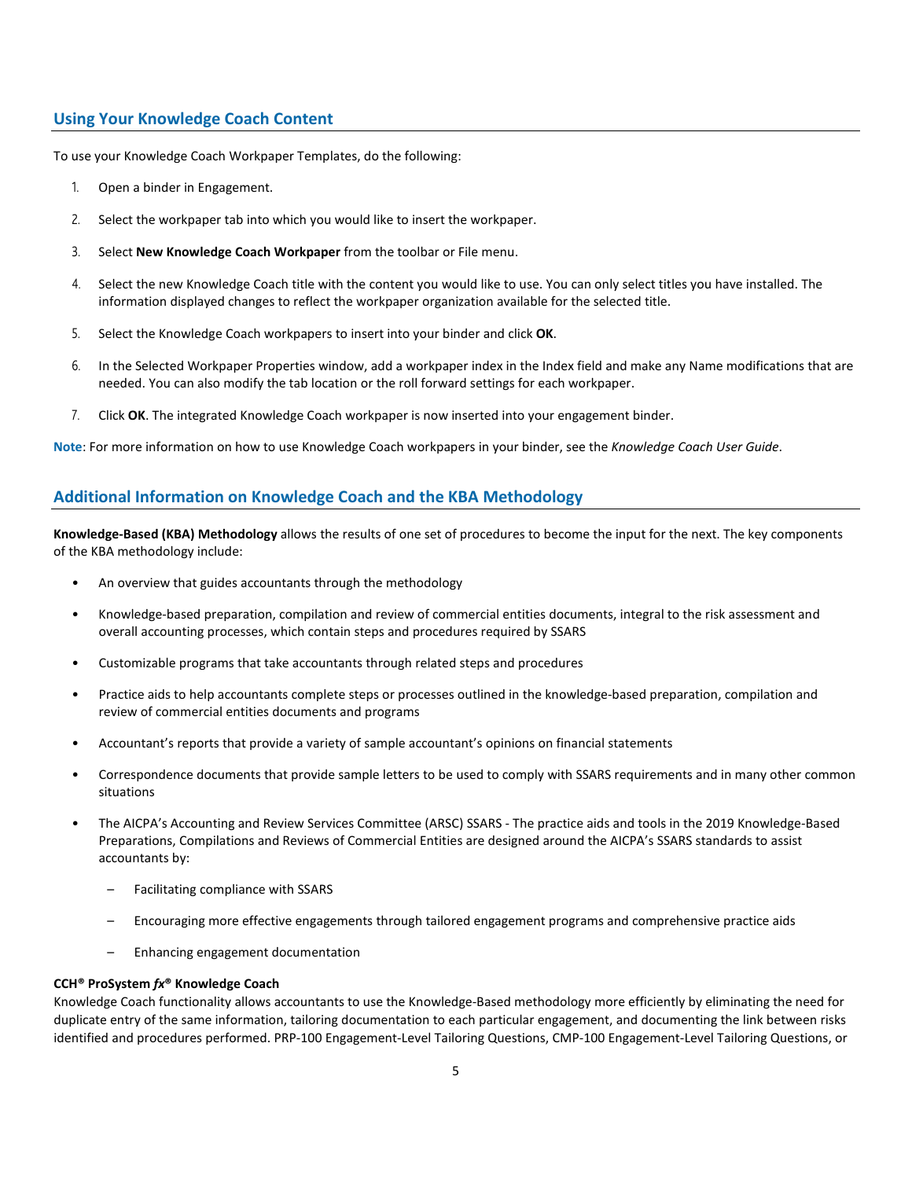## Using Your Knowledge Coach Content

To use your Knowledge Coach Workpaper Templates, do the following:

1. Open a binder in Engagement.
2. Select the workpaper tab into which you would like to insert the workpaper.
3. Select **New Knowledge Coach Workpaper** from the toolbar or File menu.
4. Select the new Knowledge Coach title with the content you would like to use. You can only select titles you have installed. The information displayed changes to reflect the workpaper organization available for the selected title.
5. Select the Knowledge Coach workpapers to insert into your binder and click **OK**.
6. In the Selected Workpaper Properties window, add a workpaper index in the Index field and make any Name modifications that are needed. You can also modify the tab location or the roll forward settings for each workpaper.
7. Click **OK**. The integrated Knowledge Coach workpaper is now inserted into your engagement binder.

**Note**: For more information on how to use Knowledge Coach workpapers in your binder, see the *Knowledge Coach User Guide*.

## Additional Information on Knowledge Coach and the KBA Methodology

**Knowledge-Based (KBA) Methodology** allows the results of one set of procedures to become the input for the next. The key components of the KBA methodology include:

- An overview that guides accountants through the methodology
- Knowledge-based preparation, compilation and review of commercial entities documents, integral to the risk assessment and overall accounting processes, which contain steps and procedures required by SSARS
- Customizable programs that take accountants through related steps and procedures
- Practice aids to help accountants complete steps or processes outlined in the knowledge-based preparation, compilation and review of commercial entities documents and programs
- Accountant's reports that provide a variety of sample accountant's opinions on financial statements
- Correspondence documents that provide sample letters to be used to comply with SSARS requirements and in many other common situations
- The AICPA's Accounting and Review Services Committee (ARSC) SSARS - The practice aids and tools in the 2019 Knowledge-Based Preparations, Compilations and Reviews of Commercial Entities are designed around the AICPA's SSARS standards to assist accountants by:
  - Facilitating compliance with SSARS
  - Encouraging more effective engagements through tailored engagement programs and comprehensive practice aids
  - Enhancing engagement documentation

**CCH® ProSystem *fx*® Knowledge Coach**
Knowledge Coach functionality allows accountants to use the Knowledge-Based methodology more efficiently by eliminating the need for duplicate entry of the same information, tailoring documentation to each particular engagement, and documenting the link between risks identified and procedures performed. PRP-100 Engagement-Level Tailoring Questions, CMP-100 Engagement-Level Tailoring Questions, or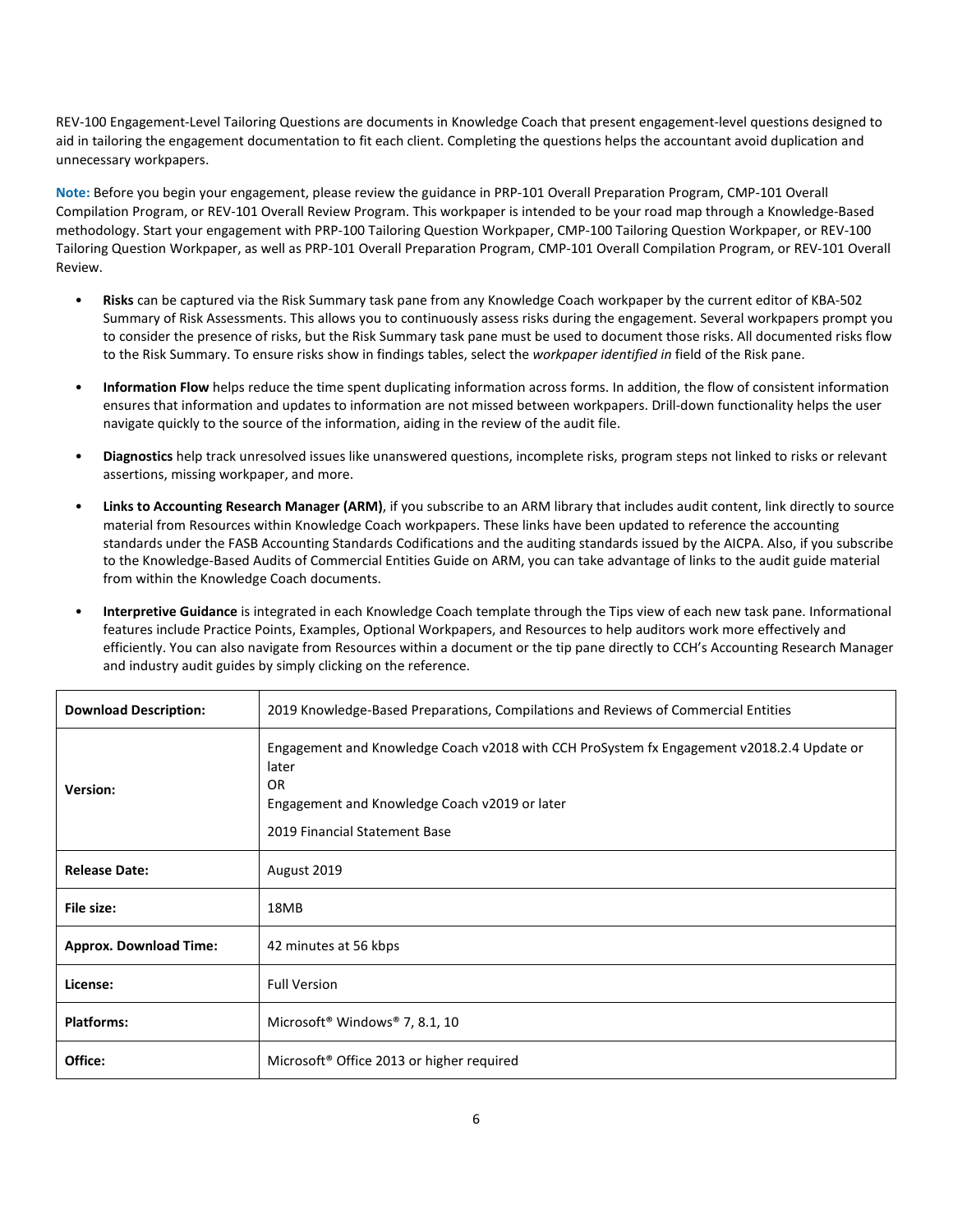REV-100 Engagement-Level Tailoring Questions are documents in Knowledge Coach that present engagement-level questions designed to aid in tailoring the engagement documentation to fit each client. Completing the questions helps the accountant avoid duplication and unnecessary workpapers.

**Note:** Before you begin your engagement, please review the guidance in PRP-101 Overall Preparation Program, CMP-101 Overall Compilation Program, or REV-101 Overall Review Program. This workpaper is intended to be your road map through a Knowledge-Based methodology. Start your engagement with PRP-100 Tailoring Question Workpaper, CMP-100 Tailoring Question Workpaper, or REV-100 Tailoring Question Workpaper, as well as PRP-101 Overall Preparation Program, CMP-101 Overall Compilation Program, or REV-101 Overall Review.

- **Risks** can be captured via the Risk Summary task pane from any Knowledge Coach workpaper by the current editor of KBA-502 Summary of Risk Assessments. This allows you to continuously assess risks during the engagement. Several workpapers prompt you to consider the presence of risks, but the Risk Summary task pane must be used to document those risks. All documented risks flow to the Risk Summary. To ensure risks show in findings tables, select the *workpaper identified in* field of the Risk pane.
- **Information Flow** helps reduce the time spent duplicating information across forms. In addition, the flow of consistent information ensures that information and updates to information are not missed between workpapers. Drill-down functionality helps the user navigate quickly to the source of the information, aiding in the review of the audit file.
- **Diagnostics** help track unresolved issues like unanswered questions, incomplete risks, program steps not linked to risks or relevant assertions, missing workpaper, and more.
- **Links to Accounting Research Manager (ARM)**, if you subscribe to an ARM library that includes audit content, link directly to source material from Resources within Knowledge Coach workpapers. These links have been updated to reference the accounting standards under the FASB Accounting Standards Codifications and the auditing standards issued by the AICPA. Also, if you subscribe to the Knowledge-Based Audits of Commercial Entities Guide on ARM, you can take advantage of links to the audit guide material from within the Knowledge Coach documents.
- **Interpretive Guidance** is integrated in each Knowledge Coach template through the Tips view of each new task pane. Informational features include Practice Points, Examples, Optional Workpapers, and Resources to help auditors work more effectively and efficiently. You can also navigate from Resources within a document or the tip pane directly to CCH's Accounting Research Manager and industry audit guides by simply clicking on the reference.

| | |
|---|---|
| **Download Description:** | 2019 Knowledge-Based Preparations, Compilations and Reviews of Commercial Entities |
| **Version:** | Engagement and Knowledge Coach v2018 with CCH ProSystem fx Engagement v2018.2.4 Update or later<br>OR<br>Engagement and Knowledge Coach v2019 or later<br>2019 Financial Statement Base |
| **Release Date:** | August 2019 |
| **File size:** | 18MB |
| **Approx. Download Time:** | 42 minutes at 56 kbps |
| **License:** | Full Version |
| **Platforms:** | Microsoft® Windows® 7, 8.1, 10 |
| **Office:** | Microsoft® Office 2013 or higher required |